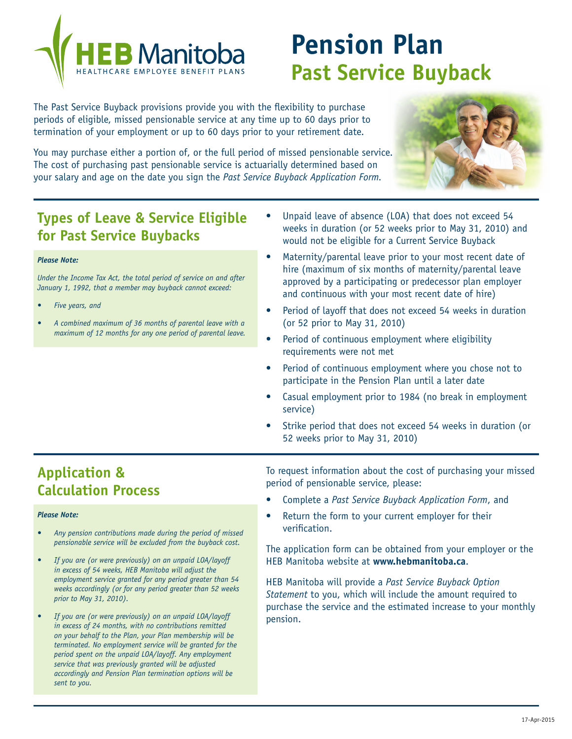HEB Manitoba
HEALTHCARE EMPLOYEE BENEFIT PLANS

# Pension Plan
## Past Service Buyback

The Past Service Buyback provisions provide you with the flexibility to purchase periods of eligible, missed pensionable service at any time up to 60 days prior to termination of your employment or up to 60 days prior to your retirement date.

You may purchase either a portion of, or the full period of missed pensionable service. The cost of purchasing past pensionable service is actuarially determined based on your salary and age on the date you sign the *Past Service Buyback Application Form*.

## Types of Leave & Service Eligible for Past Service Buybacks

***Please Note:***

*Under the Income Tax Act, the total period of service on and after January 1, 1992, that a member may buyback cannot exceed:*

- *Five years, and*
- *A combined maximum of 36 months of parental leave with a maximum of 12 months for any one period of parental leave.*

- Unpaid leave of absence (LOA) that does not exceed 54 weeks in duration (or 52 weeks prior to May 31, 2010) and would not be eligible for a Current Service Buyback
- Maternity/parental leave prior to your most recent date of hire (maximum of six months of maternity/parental leave approved by a participating or predecessor plan employer and continuous with your most recent date of hire)
- Period of layoff that does not exceed 54 weeks in duration (or 52 prior to May 31, 2010)
- Period of continuous employment where eligibility requirements were not met
- Period of continuous employment where you chose not to participate in the Pension Plan until a later date
- Casual employment prior to 1984 (no break in employment service)
- Strike period that does not exceed 54 weeks in duration (or 52 weeks prior to May 31, 2010)

## Application & Calculation Process

***Please Note:***

- *Any pension contributions made during the period of missed pensionable service will be excluded from the buyback cost.*
- *If you are (or were previously) on an unpaid LOA/layoff in excess of 54 weeks, HEB Manitoba will adjust the employment service granted for any period greater than 54 weeks accordingly (or for any period greater than 52 weeks prior to May 31, 2010).*
- *If you are (or were previously) on an unpaid LOA/layoff in excess of 24 months, with no contributions remitted on your behalf to the Plan, your Plan membership will be terminated. No employment service will be granted for the period spent on the unpaid LOA/layoff. Any employment service that was previously granted will be adjusted accordingly and Pension Plan termination options will be sent to you.*

To request information about the cost of purchasing your missed period of pensionable service, please:

- Complete a *Past Service Buyback Application Form*, and
- Return the form to your current employer for their verification.

The application form can be obtained from your employer or the HEB Manitoba website at **www.hebmanitoba.ca**.

HEB Manitoba will provide a *Past Service Buyback Option Statement* to you, which will include the amount required to purchase the service and the estimated increase to your monthly pension.

17-Apr-2015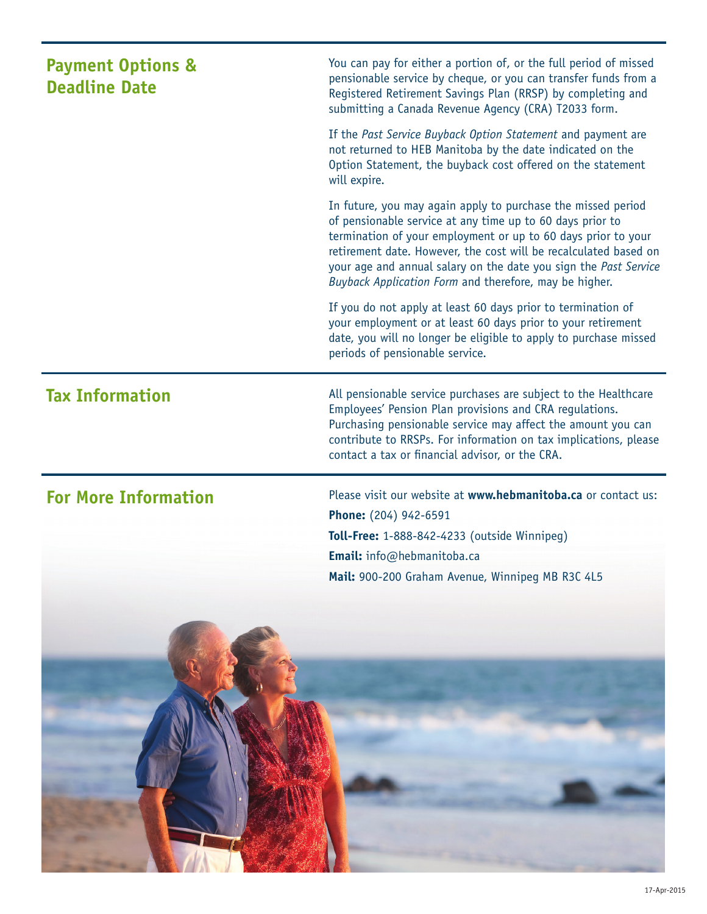## Payment Options & Deadline Date

You can pay for either a portion of, or the full period of missed pensionable service by cheque, or you can transfer funds from a Registered Retirement Savings Plan (RRSP) by completing and submitting a Canada Revenue Agency (CRA) T2033 form.

If the *Past Service Buyback Option Statement* and payment are not returned to HEB Manitoba by the date indicated on the Option Statement, the buyback cost offered on the statement will expire.

In future, you may again apply to purchase the missed period of pensionable service at any time up to 60 days prior to termination of your employment or up to 60 days prior to your retirement date. However, the cost will be recalculated based on your age and annual salary on the date you sign the *Past Service Buyback Application Form* and therefore, may be higher.

If you do not apply at least 60 days prior to termination of your employment or at least 60 days prior to your retirement date, you will no longer be eligible to apply to purchase missed periods of pensionable service.

## Tax Information

All pensionable service purchases are subject to the Healthcare Employees' Pension Plan provisions and CRA regulations. Purchasing pensionable service may affect the amount you can contribute to RRSPs. For information on tax implications, please contact a tax or financial advisor, or the CRA.

## For More Information

Please visit our website at **www.hebmanitoba.ca** or contact us:

**Phone:** (204) 942-6591

**Toll-Free:** 1-888-842-4233 (outside Winnipeg)

**Email:** info@hebmanitoba.ca

**Mail:** 900-200 Graham Avenue, Winnipeg MB R3C 4L5

17-Apr-2015